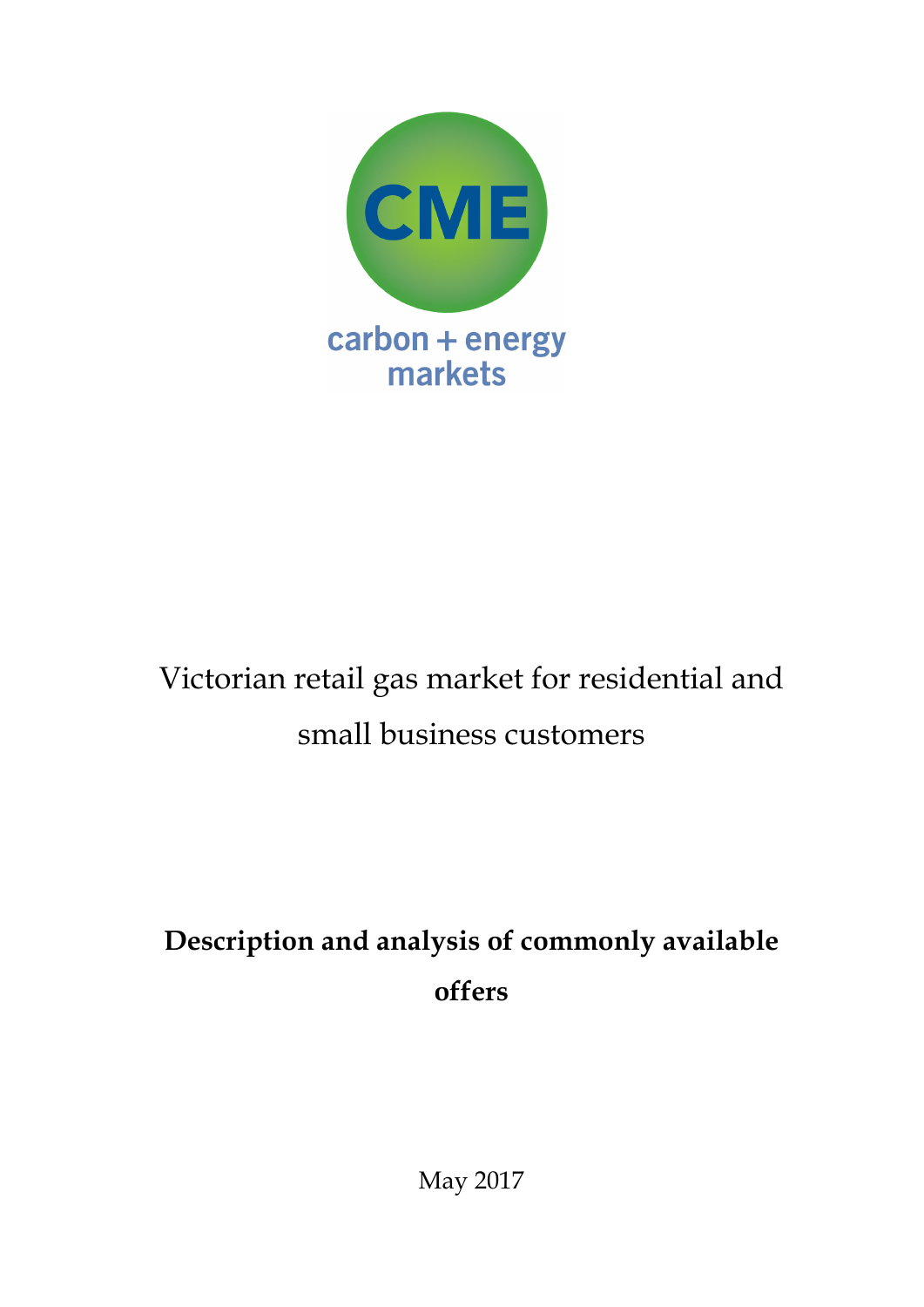CME

carbon + energy markets

# Victorian retail gas market for residential and small business customers

**Description and analysis of commonly available offers**

May 2017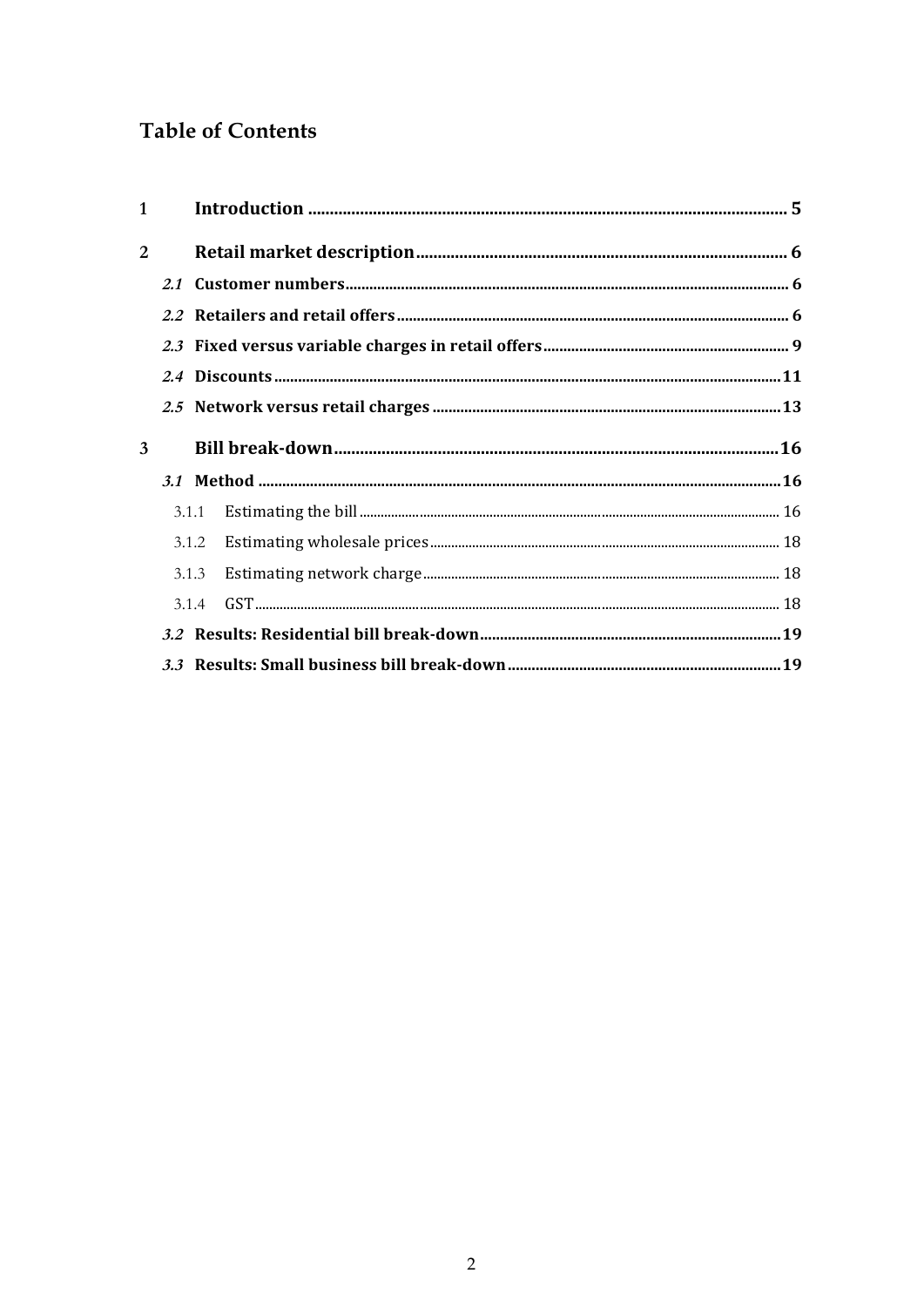# Table of Contents

| | | |
|---|---|---|
| **1** | **Introduction** | **5** |
| **2** | **Retail market description** | **6** |
| *2.1* | **Customer numbers** | **6** |
| *2.2* | **Retailers and retail offers** | **6** |
| *2.3* | **Fixed versus variable charges in retail offers** | **9** |
| *2.4* | **Discounts** | **11** |
| *2.5* | **Network versus retail charges** | **13** |
| **3** | **Bill break-down** | **16** |
| *3.1* | **Method** | **16** |
| 3.1.1 | Estimating the bill | 16 |
| 3.1.2 | Estimating wholesale prices | 18 |
| 3.1.3 | Estimating network charge | 18 |
| 3.1.4 | GST | 18 |
| *3.2* | **Results: Residential bill break-down** | **19** |
| *3.3* | **Results: Small business bill break-down** | **19** |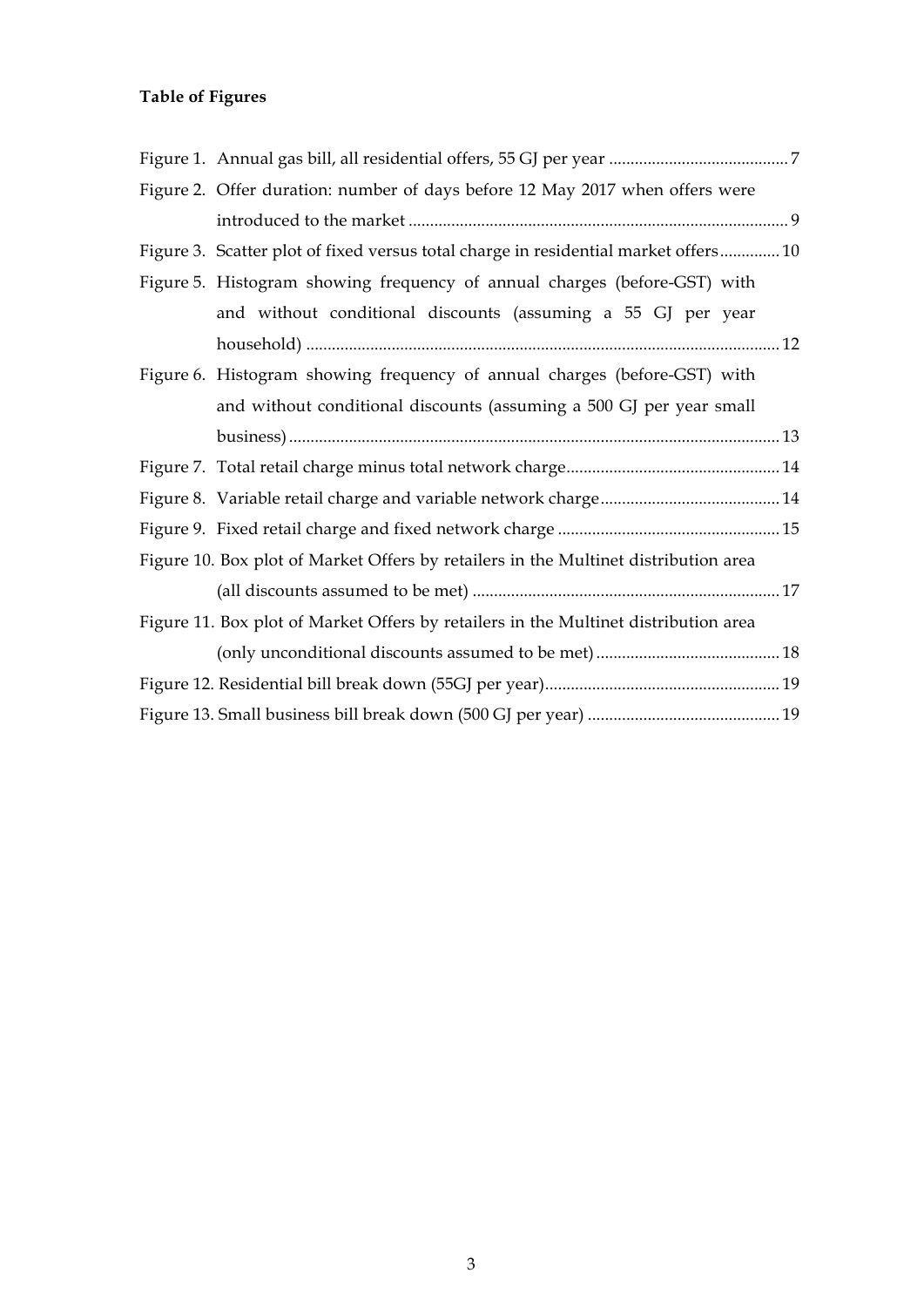**Table of Figures**

Figure 1. Annual gas bill, all residential offers, 55 GJ per year .......................................... 7

Figure 2. Offer duration: number of days before 12 May 2017 when offers were introduced to the market ......................................................................................... 9

Figure 3. Scatter plot of fixed versus total charge in residential market offers .............. 10

Figure 5. Histogram showing frequency of annual charges (before-GST) with and without conditional discounts (assuming a 55 GJ per year household) ............................................................................................................. 12

Figure 6. Histogram showing frequency of annual charges (before-GST) with and without conditional discounts (assuming a 500 GJ per year small business) ................................................................................................................. 13

Figure 7. Total retail charge minus total network charge .................................................. 14

Figure 8. Variable retail charge and variable network charge .......................................... 14

Figure 9. Fixed retail charge and fixed network charge .................................................... 15

Figure 10. Box plot of Market Offers by retailers in the Multinet distribution area (all discounts assumed to be met) ........................................................................ 17

Figure 11. Box plot of Market Offers by retailers in the Multinet distribution area (only unconditional discounts assumed to be met) ........................................... 18

Figure 12. Residential bill break down (55GJ per year) ...................................................... 19

Figure 13. Small business bill break down (500 GJ per year) ............................................ 19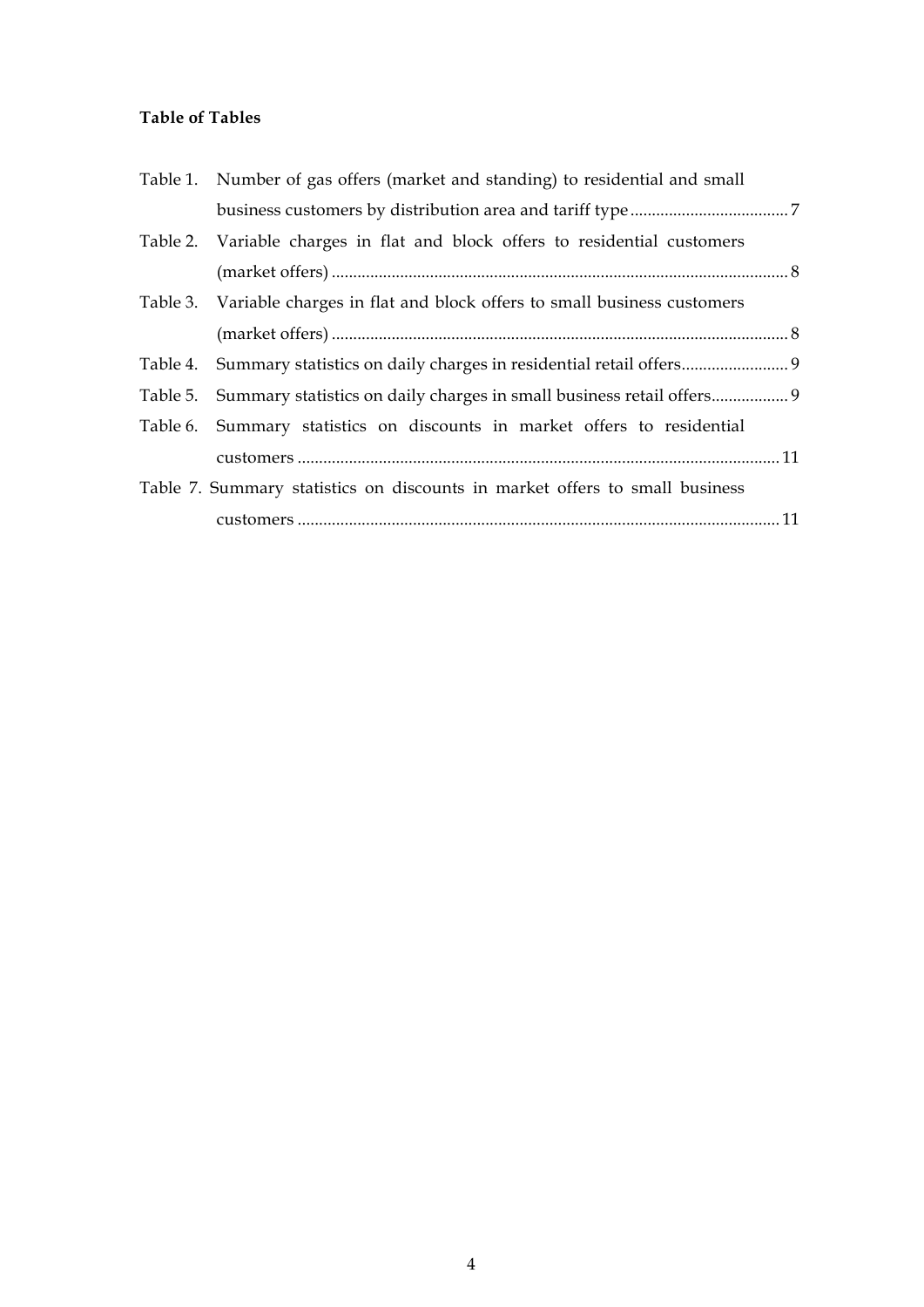**Table of Tables**

Table 1. Number of gas offers (market and standing) to residential and small business customers by distribution area and tariff type ..................................... 7

Table 2. Variable charges in flat and block offers to residential customers (market offers) ......................................................................................................... 8

Table 3. Variable charges in flat and block offers to small business customers (market offers) ......................................................................................................... 8

Table 4. Summary statistics on daily charges in residential retail offers......................... 9

Table 5. Summary statistics on daily charges in small business retail offers.................. 9

Table 6. Summary statistics on discounts in market offers to residential customers ............................................................................................................... 11

Table 7. Summary statistics on discounts in market offers to small business customers ............................................................................................................... 11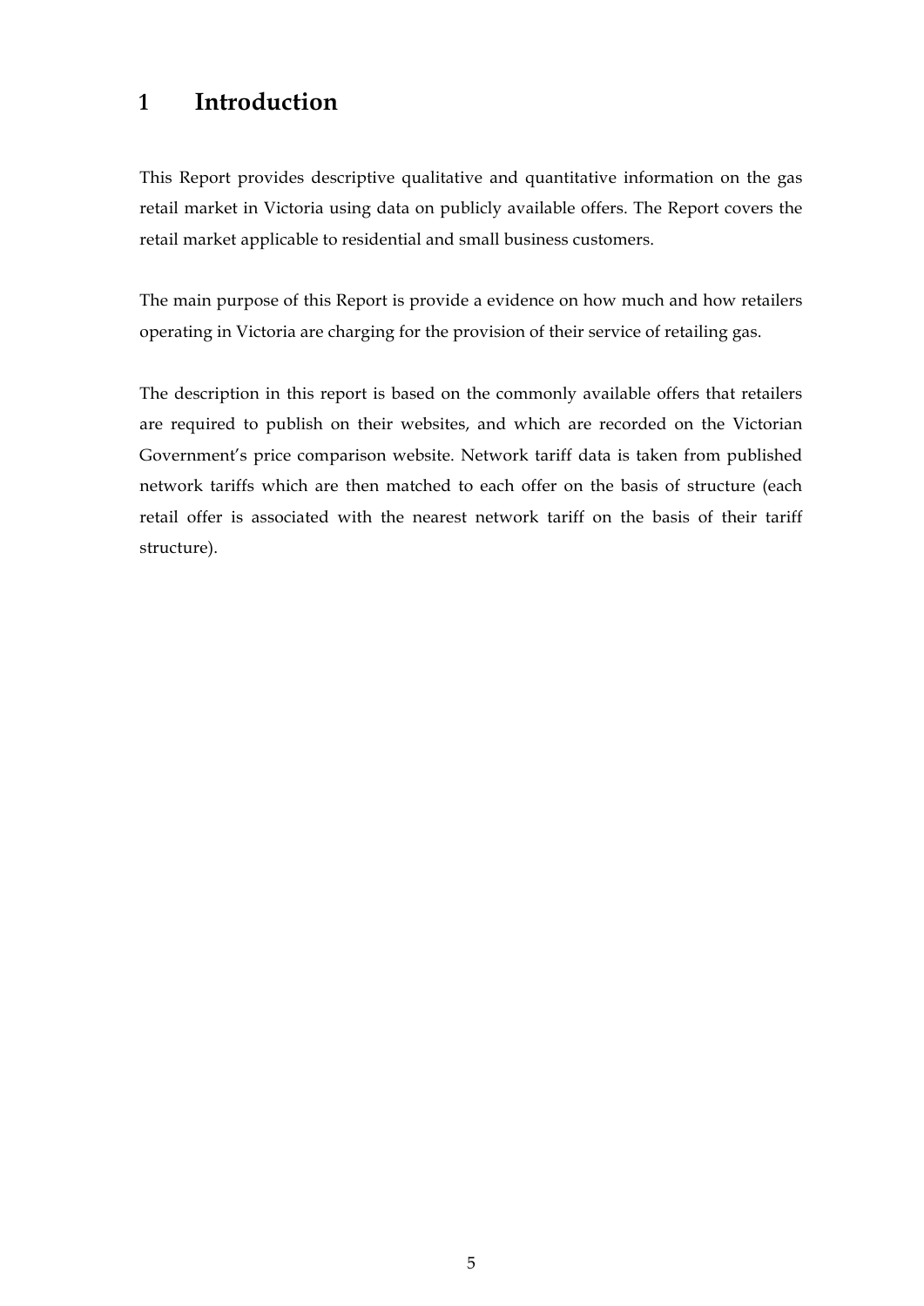# 1 Introduction

This Report provides descriptive qualitative and quantitative information on the gas retail market in Victoria using data on publicly available offers. The Report covers the retail market applicable to residential and small business customers.

The main purpose of this Report is provide a evidence on how much and how retailers operating in Victoria are charging for the provision of their service of retailing gas.

The description in this report is based on the commonly available offers that retailers are required to publish on their websites, and which are recorded on the Victorian Government's price comparison website. Network tariff data is taken from published network tariffs which are then matched to each offer on the basis of structure (each retail offer is associated with the nearest network tariff on the basis of their tariff structure).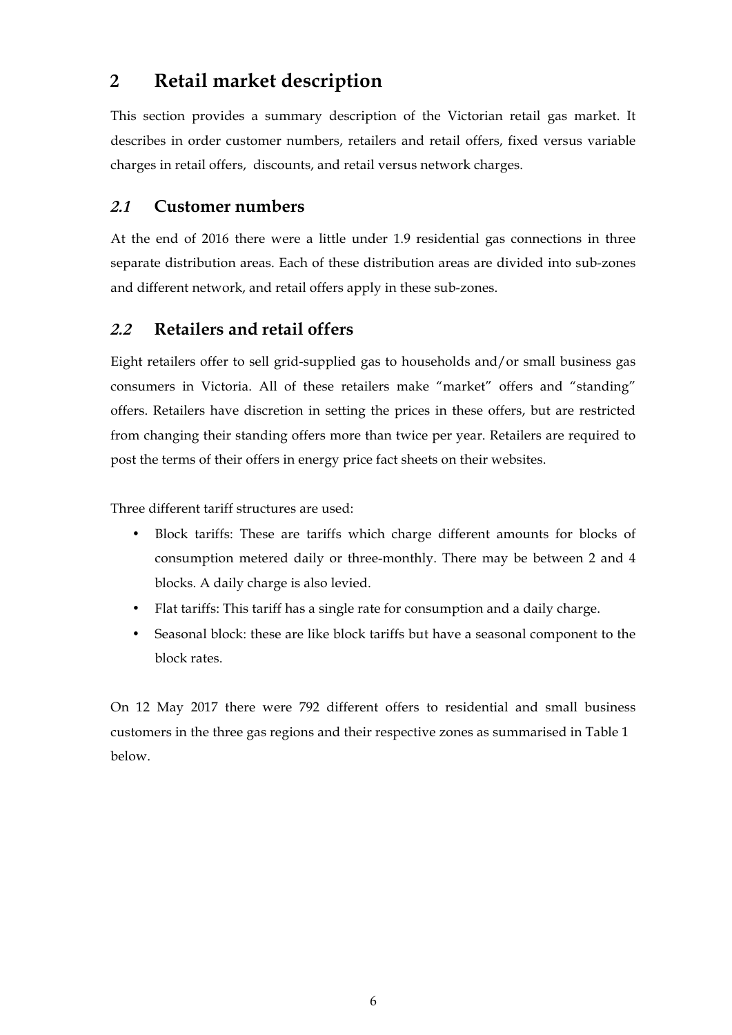# 2 Retail market description

This section provides a summary description of the Victorian retail gas market. It describes in order customer numbers, retailers and retail offers, fixed versus variable charges in retail offers, discounts, and retail versus network charges.

## *2.1* Customer numbers

At the end of 2016 there were a little under 1.9 residential gas connections in three separate distribution areas. Each of these distribution areas are divided into sub-zones and different network, and retail offers apply in these sub-zones.

## *2.2* Retailers and retail offers

Eight retailers offer to sell grid-supplied gas to households and/or small business gas consumers in Victoria. All of these retailers make "market" offers and "standing" offers. Retailers have discretion in setting the prices in these offers, but are restricted from changing their standing offers more than twice per year. Retailers are required to post the terms of their offers in energy price fact sheets on their websites.

Three different tariff structures are used:

- Block tariffs: These are tariffs which charge different amounts for blocks of consumption metered daily or three-monthly. There may be between 2 and 4 blocks. A daily charge is also levied.
- Flat tariffs: This tariff has a single rate for consumption and a daily charge.
- Seasonal block: these are like block tariffs but have a seasonal component to the block rates.

On 12 May 2017 there were 792 different offers to residential and small business customers in the three gas regions and their respective zones as summarised in Table 1 below.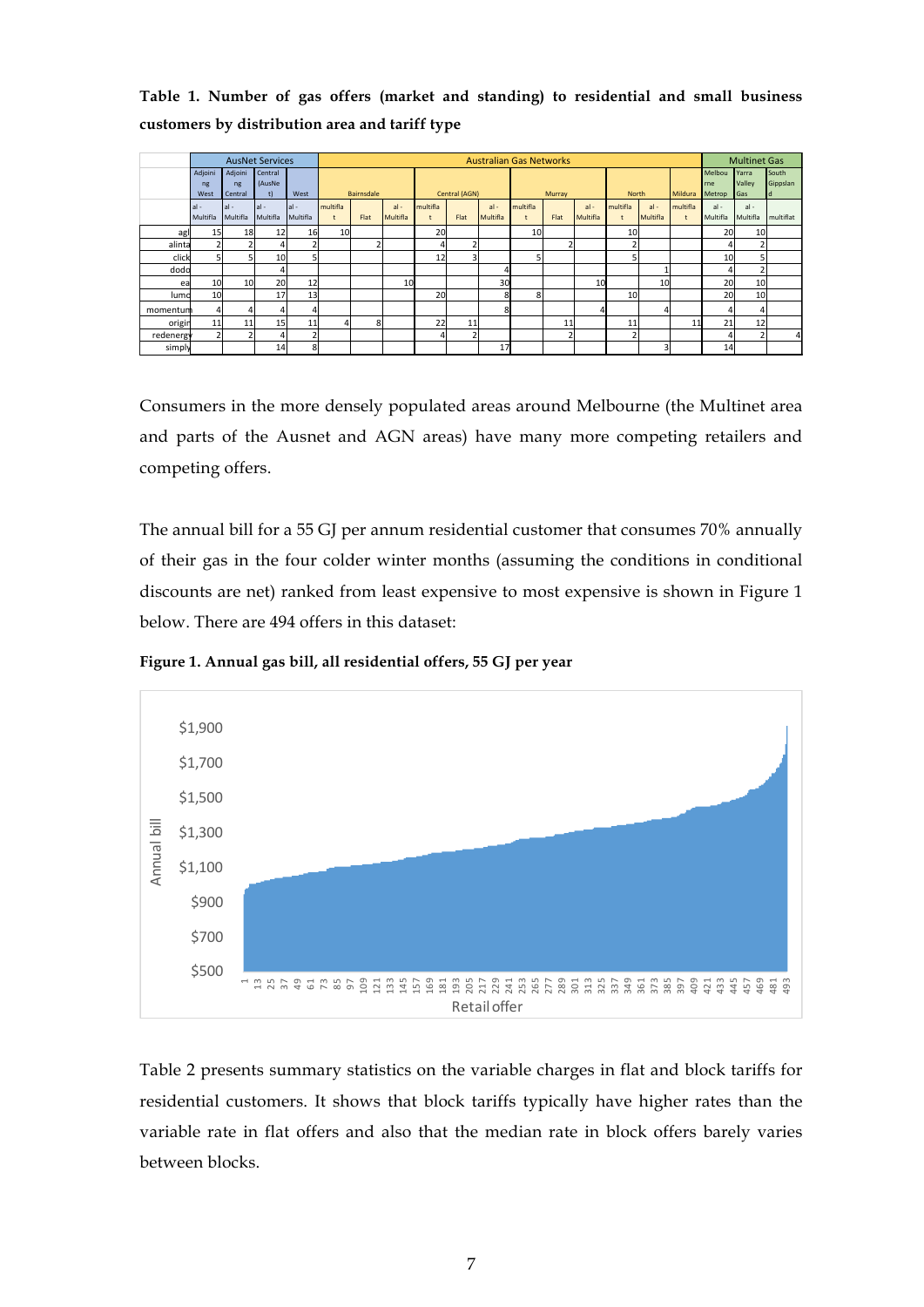**Table 1. Number of gas offers (market and standing) to residential and small business customers by distribution area and tariff type**

| | AusNet Services | | | | Australian Gas Networks | | | | | | | | | | | | Multinet Gas | | |
|---|---|---|---|---|---|---|---|---|---|---|---|---|---|---|---|---|---|---|---|
| | Adjoining West | Adjoining Central | Central (AusNet) | West | Bairnsdale | | | Central (AGN) | | | Murray | | | North | | Mildura | Melbourne Metrop | Yarra Valley Gas | South Gippsland |
| | al - Multifla | al - Multifla | al - Multifla | al - Multifla | multiflat | Flat | al - Multifla | multiflat | Flat | al - Multifla | multiflat | Flat | al - Multifla | multiflat | al - Multifla | multiflat | al - Multifla | al - Multifla | multiflat |
| agl | 15 | 18 | 12 | 16 | 10 | | | 20 | | | 10 | | | 10 | | | 20 | 10 | |
| alinta | 2 | 2 | 4 | 2 | | 2 | | 4 | 2 | | | 2 | | 2 | | | 4 | 2 | |
| click | 5 | 5 | 10 | 5 | | | | 12 | 3 | | 5 | | | 5 | | | 10 | 5 | |
| dodo | | | 4 | | | | | | | 4 | | | | | 1 | | 4 | 2 | |
| ea | 10 | 10 | 20 | 12 | | | 10 | | | 30 | | | 10 | | 10 | | 20 | 10 | |
| lumo | 10 | | 17 | 13 | | | | 20 | | 8 | 8 | | | 10 | | | 20 | 10 | |
| momentum | 4 | 4 | 4 | 4 | | | | | | 8 | | | 4 | | 4 | | 4 | 4 | |
| origin | 11 | 11 | 15 | 11 | 4 | 8 | | 22 | 11 | | | 11 | | 11 | | 11 | 21 | 12 | |
| redenergy | 2 | 2 | 4 | 2 | | | | 4 | 2 | | | 2 | | 2 | | | 4 | 2 | 4 |
| simply | | | 14 | 8 | | | | | | 17 | | | | | 3 | | 14 | | |

Consumers in the more densely populated areas around Melbourne (the Multinet area and parts of the Ausnet and AGN areas) have many more competing retailers and competing offers.

The annual bill for a 55 GJ per annum residential customer that consumes 70% annually of their gas in the four colder winter months (assuming the conditions in conditional discounts are net) ranked from least expensive to most expensive is shown in Figure 1 below. There are 494 offers in this dataset:

**Figure 1. Annual gas bill, all residential offers, 55 GJ per year**

Table 2 presents summary statistics on the variable charges in flat and block tariffs for residential customers. It shows that block tariffs typically have higher rates than the variable rate in flat offers and also that the median rate in block offers barely varies between blocks.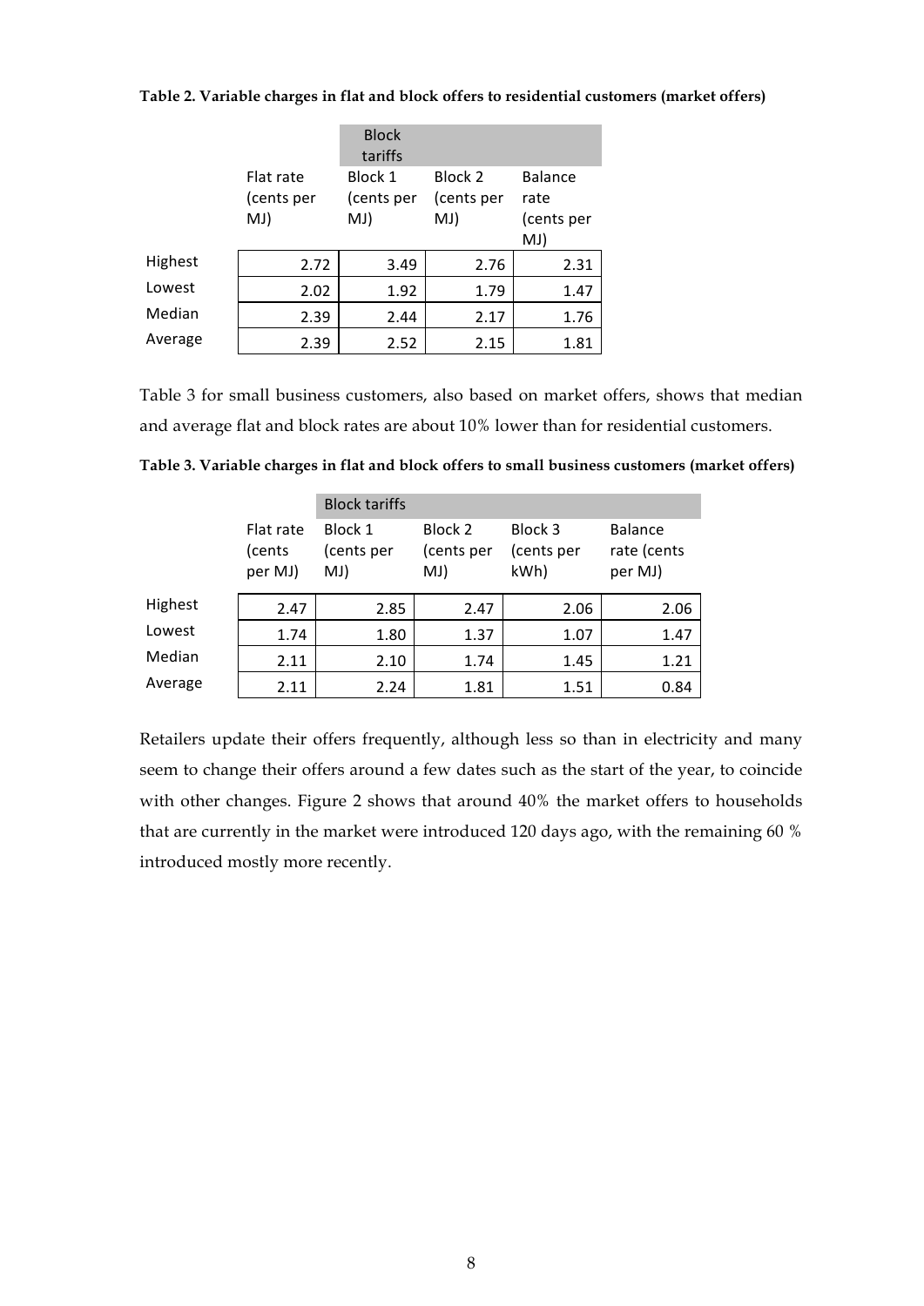**Table 2. Variable charges in flat and block offers to residential customers (market offers)**

| | | Block tariffs | | |
|---|---|---|---|---|
| | Flat rate (cents per MJ) | Block 1 (cents per MJ) | Block 2 (cents per MJ) | Balance rate (cents per MJ) |
| Highest | 2.72 | 3.49 | 2.76 | 2.31 |
| Lowest | 2.02 | 1.92 | 1.79 | 1.47 |
| Median | 2.39 | 2.44 | 2.17 | 1.76 |
| Average | 2.39 | 2.52 | 2.15 | 1.81 |

Table 3 for small business customers, also based on market offers, shows that median and average flat and block rates are about 10% lower than for residential customers.

**Table 3. Variable charges in flat and block offers to small business customers (market offers)**

| | | Block tariffs | | | |
|---|---|---|---|---|---|
| | Flat rate (cents per MJ) | Block 1 (cents per MJ) | Block 2 (cents per MJ) | Block 3 (cents per kWh) | Balance rate (cents per MJ) |
| Highest | 2.47 | 2.85 | 2.47 | 2.06 | 2.06 |
| Lowest | 1.74 | 1.80 | 1.37 | 1.07 | 1.47 |
| Median | 2.11 | 2.10 | 1.74 | 1.45 | 1.21 |
| Average | 2.11 | 2.24 | 1.81 | 1.51 | 0.84 |

Retailers update their offers frequently, although less so than in electricity and many seem to change their offers around a few dates such as the start of the year, to coincide with other changes. Figure 2 shows that around 40% the market offers to households that are currently in the market were introduced 120 days ago, with the remaining 60 % introduced mostly more recently.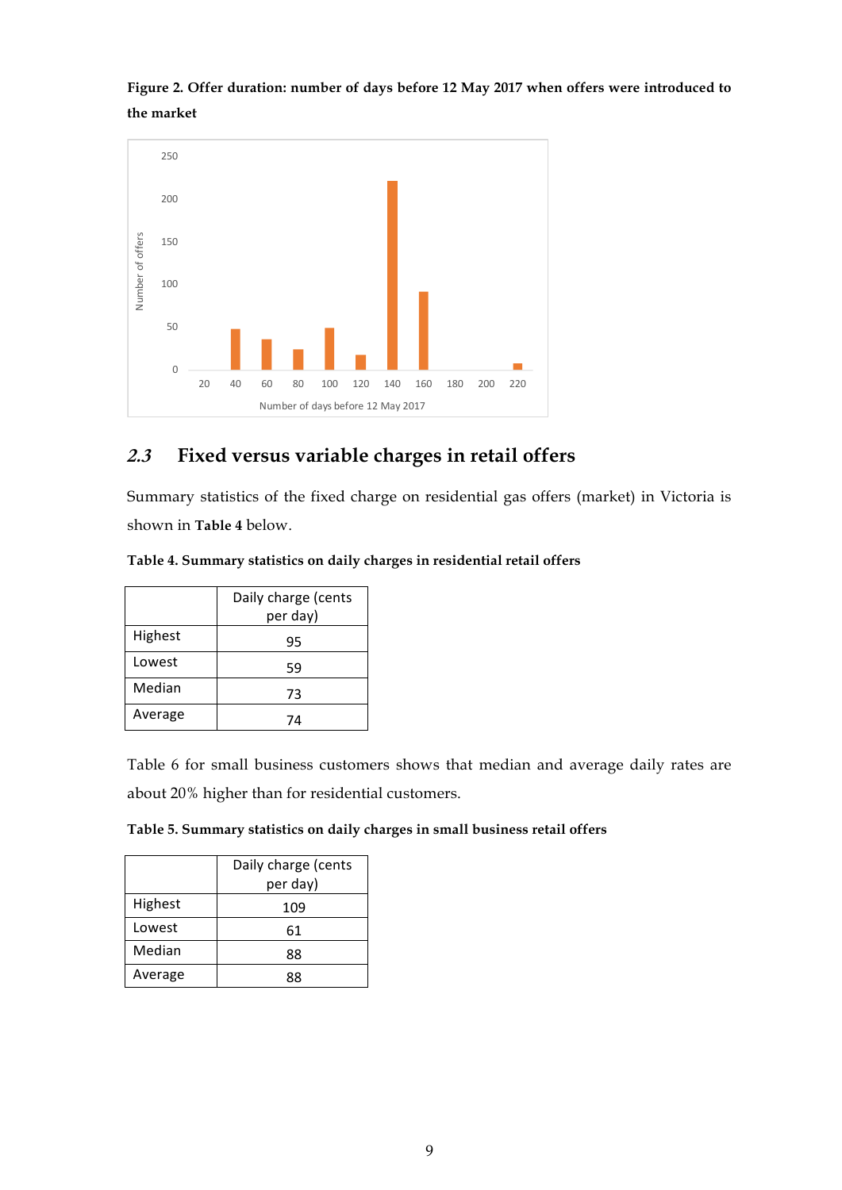**Figure 2. Offer duration: number of days before 12 May 2017 when offers were introduced to the market**

## 2.3 Fixed versus variable charges in retail offers

Summary statistics of the fixed charge on residential gas offers (market) in Victoria is shown in **Table 4** below.

**Table 4. Summary statistics on daily charges in residential retail offers**

| | Daily charge (cents per day) |
|---|---|
| Highest | 95 |
| Lowest | 59 |
| Median | 73 |
| Average | 74 |

Table 6 for small business customers shows that median and average daily rates are about 20% higher than for residential customers.

**Table 5. Summary statistics on daily charges in small business retail offers**

| | Daily charge (cents per day) |
|---|---|
| Highest | 109 |
| Lowest | 61 |
| Median | 88 |
| Average | 88 |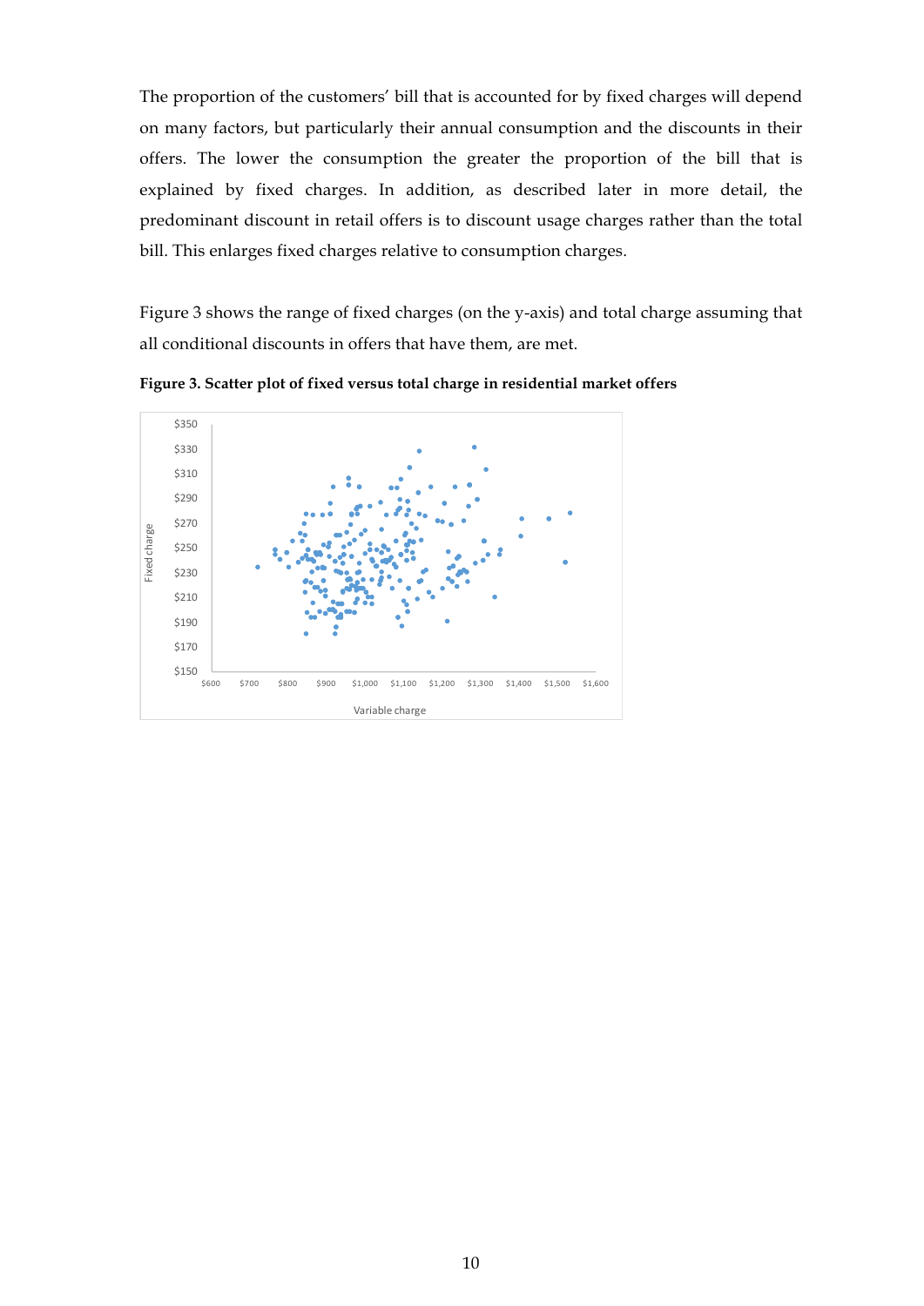The proportion of the customers' bill that is accounted for by fixed charges will depend on many factors, but particularly their annual consumption and the discounts in their offers. The lower the consumption the greater the proportion of the bill that is explained by fixed charges. In addition, as described later in more detail, the predominant discount in retail offers is to discount usage charges rather than the total bill. This enlarges fixed charges relative to consumption charges.

Figure 3 shows the range of fixed charges (on the y-axis) and total charge assuming that all conditional discounts in offers that have them, are met.

**Figure 3. Scatter plot of fixed versus total charge in residential market offers**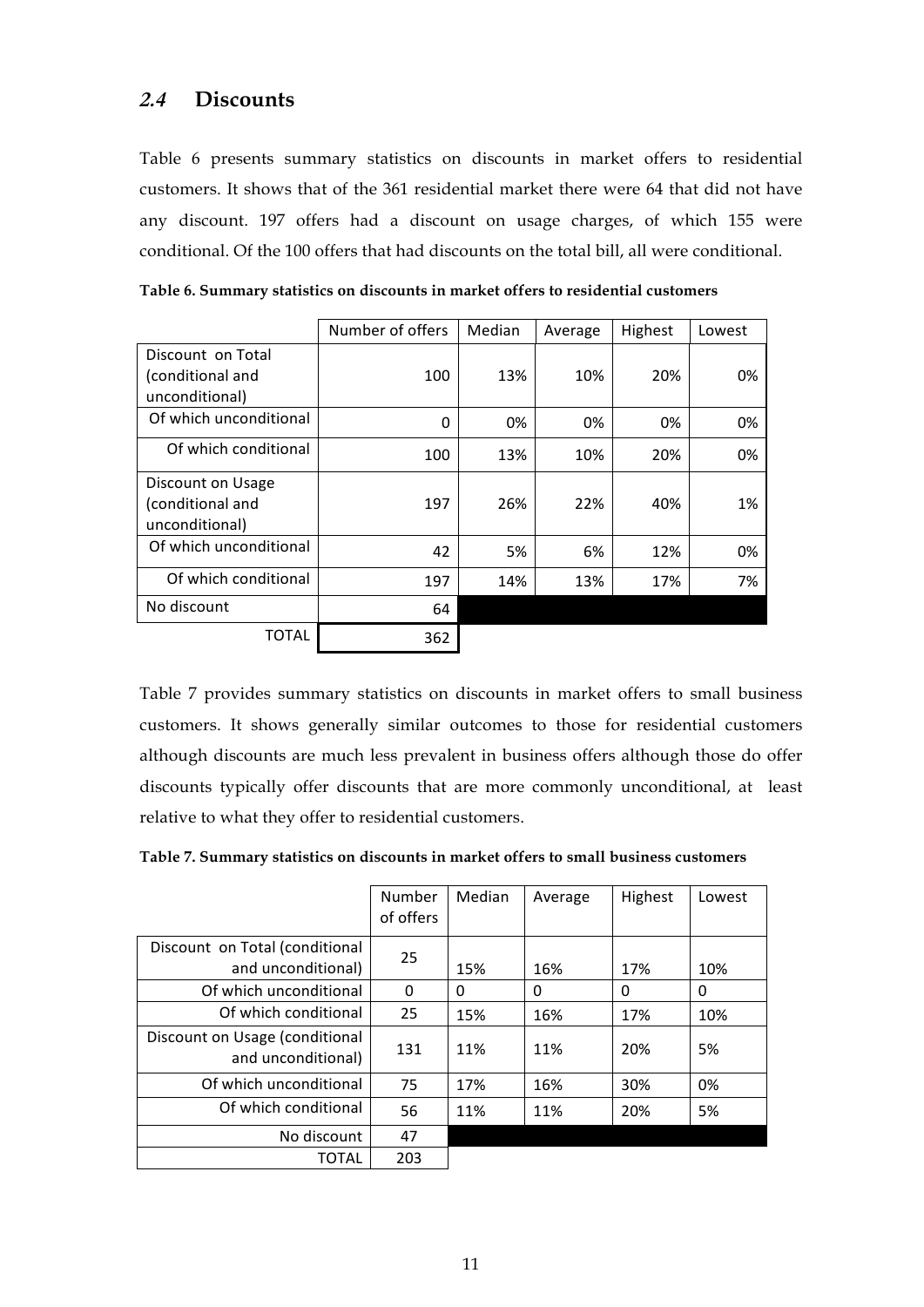## *2.4* Discounts

Table 6 presents summary statistics on discounts in market offers to residential customers. It shows that of the 361 residential market there were 64 that did not have any discount. 197 offers had a discount on usage charges, of which 155 were conditional. Of the 100 offers that had discounts on the total bill, all were conditional.

**Table 6. Summary statistics on discounts in market offers to residential customers**

| | Number of offers | Median | Average | Highest | Lowest |
|---|---|---|---|---|---|
| Discount on Total (conditional and unconditional) | 100 | 13% | 10% | 20% | 0% |
| Of which unconditional | 0 | 0% | 0% | 0% | 0% |
| Of which conditional | 100 | 13% | 10% | 20% | 0% |
| Discount on Usage (conditional and unconditional) | 197 | 26% | 22% | 40% | 1% |
| Of which unconditional | 42 | 5% | 6% | 12% | 0% |
| Of which conditional | 197 | 14% | 13% | 17% | 7% |
| No discount | 64 | | | | |
| TOTAL | 362 | | | | |

Table 7 provides summary statistics on discounts in market offers to small business customers. It shows generally similar outcomes to those for residential customers although discounts are much less prevalent in business offers although those do offer discounts typically offer discounts that are more commonly unconditional, at least relative to what they offer to residential customers.

**Table 7. Summary statistics on discounts in market offers to small business customers**

| | Number of offers | Median | Average | Highest | Lowest |
|---|---|---|---|---|---|
| Discount on Total (conditional and unconditional) | 25 | 15% | 16% | 17% | 10% |
| Of which unconditional | 0 | 0 | 0 | 0 | 0 |
| Of which conditional | 25 | 15% | 16% | 17% | 10% |
| Discount on Usage (conditional and unconditional) | 131 | 11% | 11% | 20% | 5% |
| Of which unconditional | 75 | 17% | 16% | 30% | 0% |
| Of which conditional | 56 | 11% | 11% | 20% | 5% |
| No discount | 47 | | | | |
| TOTAL | 203 | | | | |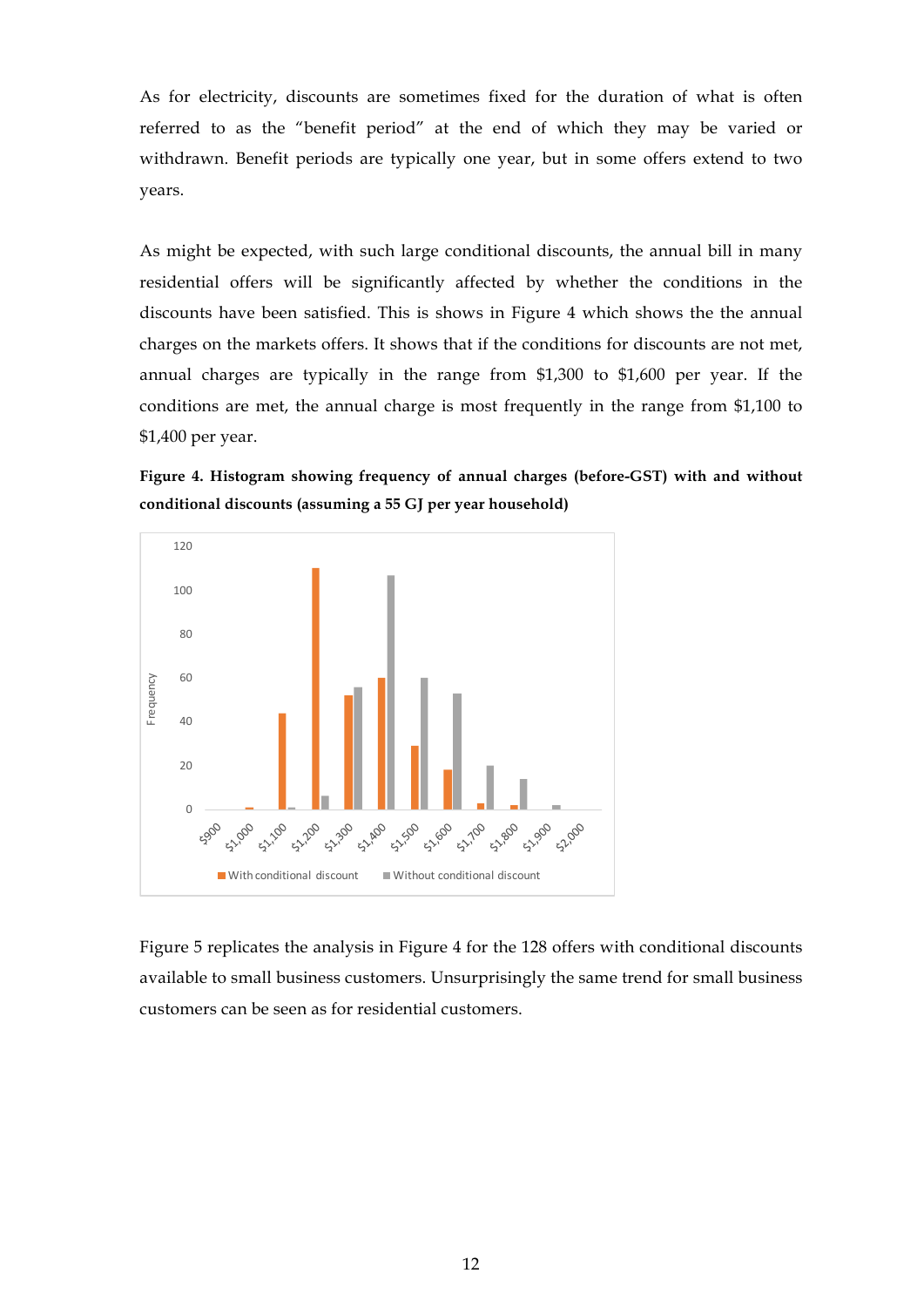As for electricity, discounts are sometimes fixed for the duration of what is often referred to as the "benefit period" at the end of which they may be varied or withdrawn. Benefit periods are typically one year, but in some offers extend to two years.

As might be expected, with such large conditional discounts, the annual bill in many residential offers will be significantly affected by whether the conditions in the discounts have been satisfied. This is shows in Figure 4 which shows the the annual charges on the markets offers. It shows that if the conditions for discounts are not met, annual charges are typically in the range from $1,300 to $1,600 per year. If the conditions are met, the annual charge is most frequently in the range from $1,100 to $1,400 per year.

**Figure 4. Histogram showing frequency of annual charges (before-GST) with and without conditional discounts (assuming a 55 GJ per year household)**

Figure 5 replicates the analysis in Figure 4 for the 128 offers with conditional discounts available to small business customers. Unsurprisingly the same trend for small business customers can be seen as for residential customers.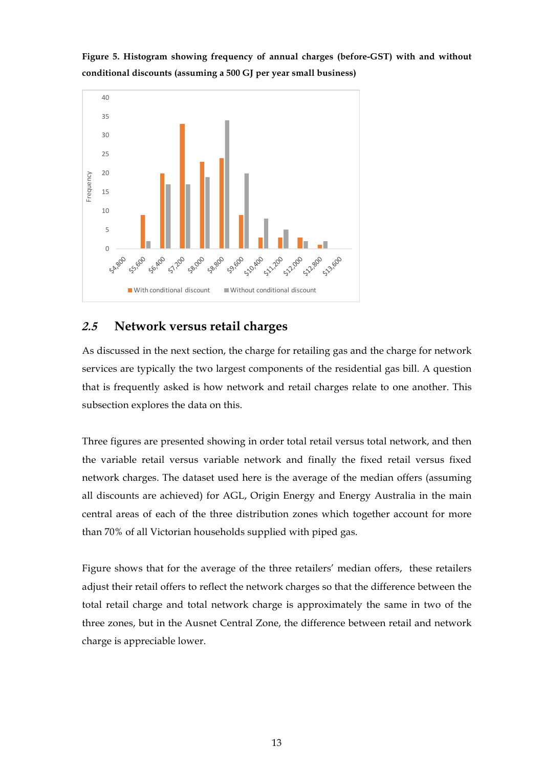**Figure 5. Histogram showing frequency of annual charges (before-GST) with and without conditional discounts (assuming a 500 GJ per year small business)**

## *2.5* Network versus retail charges

As discussed in the next section, the charge for retailing gas and the charge for network services are typically the two largest components of the residential gas bill. A question that is frequently asked is how network and retail charges relate to one another. This subsection explores the data on this.

Three figures are presented showing in order total retail versus total network, and then the variable retail versus variable network and finally the fixed retail versus fixed network charges. The dataset used here is the average of the median offers (assuming all discounts are achieved) for AGL, Origin Energy and Energy Australia in the main central areas of each of the three distribution zones which together account for more than 70% of all Victorian households supplied with piped gas.

Figure shows that for the average of the three retailers' median offers, these retailers adjust their retail offers to reflect the network charges so that the difference between the total retail charge and total network charge is approximately the same in two of the three zones, but in the Ausnet Central Zone, the difference between retail and network charge is appreciable lower.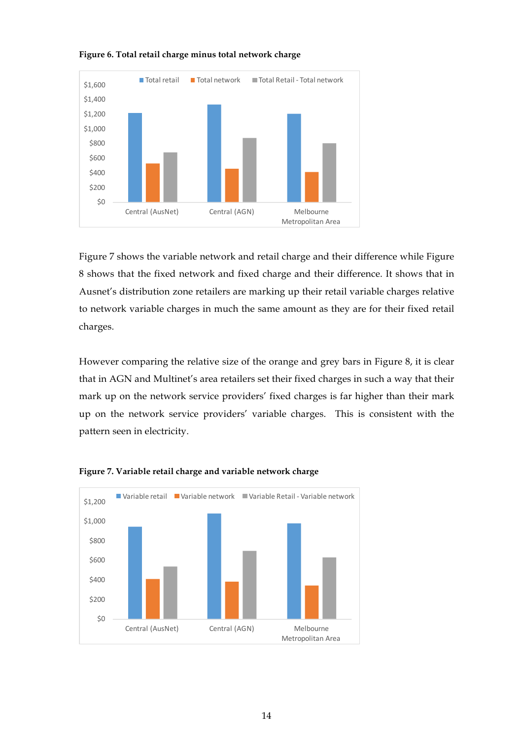**Figure 6. Total retail charge minus total network charge**

Figure 7 shows the variable network and retail charge and their difference while Figure 8 shows that the fixed network and fixed charge and their difference. It shows that in Ausnet's distribution zone retailers are marking up their retail variable charges relative to network variable charges in much the same amount as they are for their fixed retail charges.

However comparing the relative size of the orange and grey bars in Figure 8, it is clear that in AGN and Multinet's area retailers set their fixed charges in such a way that their mark up on the network service providers' fixed charges is far higher than their mark up on the network service providers' variable charges. This is consistent with the pattern seen in electricity.

**Figure 7. Variable retail charge and variable network charge**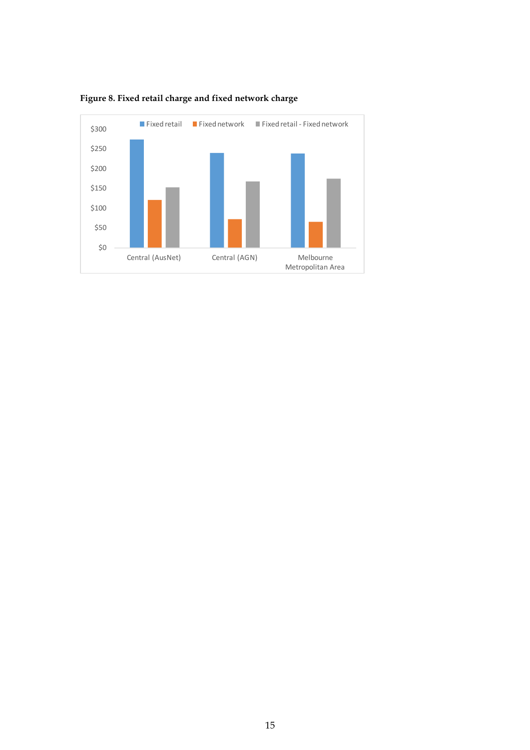**Figure 8. Fixed retail charge and fixed network charge**

| | Fixed retail | Fixed network | Fixed retail - Fixed network |
|---|---|---|---|
| Central (AusNet) | | | |
| Central (AGN) | | | |
| Melbourne Metropolitan Area | | | |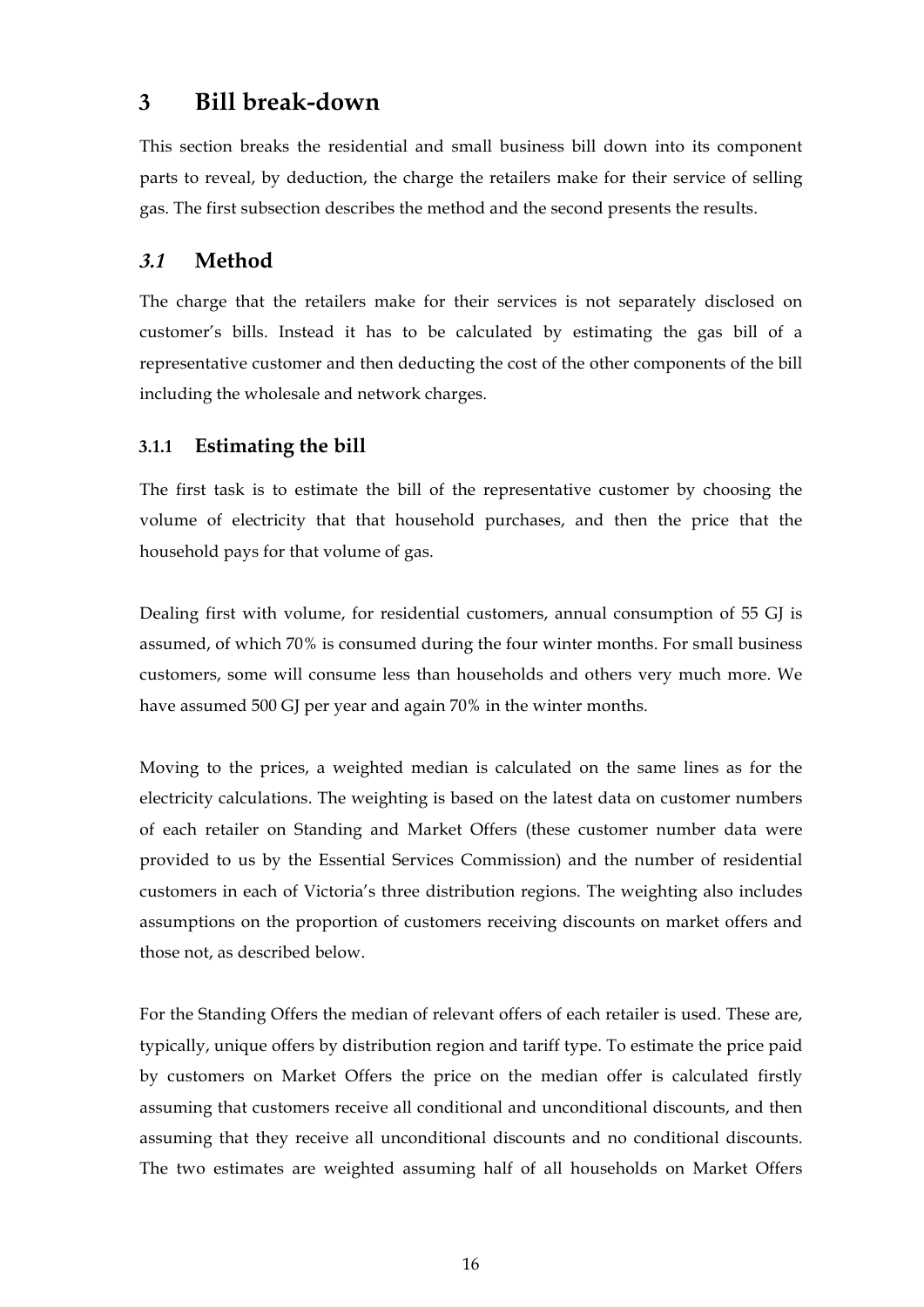# 3 Bill break-down

This section breaks the residential and small business bill down into its component parts to reveal, by deduction, the charge the retailers make for their service of selling gas. The first subsection describes the method and the second presents the results.

## *3.1* Method

The charge that the retailers make for their services is not separately disclosed on customer's bills. Instead it has to be calculated by estimating the gas bill of a representative customer and then deducting the cost of the other components of the bill including the wholesale and network charges.

### 3.1.1 Estimating the bill

The first task is to estimate the bill of the representative customer by choosing the volume of electricity that that household purchases, and then the price that the household pays for that volume of gas.

Dealing first with volume, for residential customers, annual consumption of 55 GJ is assumed, of which 70% is consumed during the four winter months. For small business customers, some will consume less than households and others very much more. We have assumed 500 GJ per year and again 70% in the winter months.

Moving to the prices, a weighted median is calculated on the same lines as for the electricity calculations. The weighting is based on the latest data on customer numbers of each retailer on Standing and Market Offers (these customer number data were provided to us by the Essential Services Commission) and the number of residential customers in each of Victoria's three distribution regions. The weighting also includes assumptions on the proportion of customers receiving discounts on market offers and those not, as described below.

For the Standing Offers the median of relevant offers of each retailer is used. These are, typically, unique offers by distribution region and tariff type. To estimate the price paid by customers on Market Offers the price on the median offer is calculated firstly assuming that customers receive all conditional and unconditional discounts, and then assuming that they receive all unconditional discounts and no conditional discounts. The two estimates are weighted assuming half of all households on Market Offers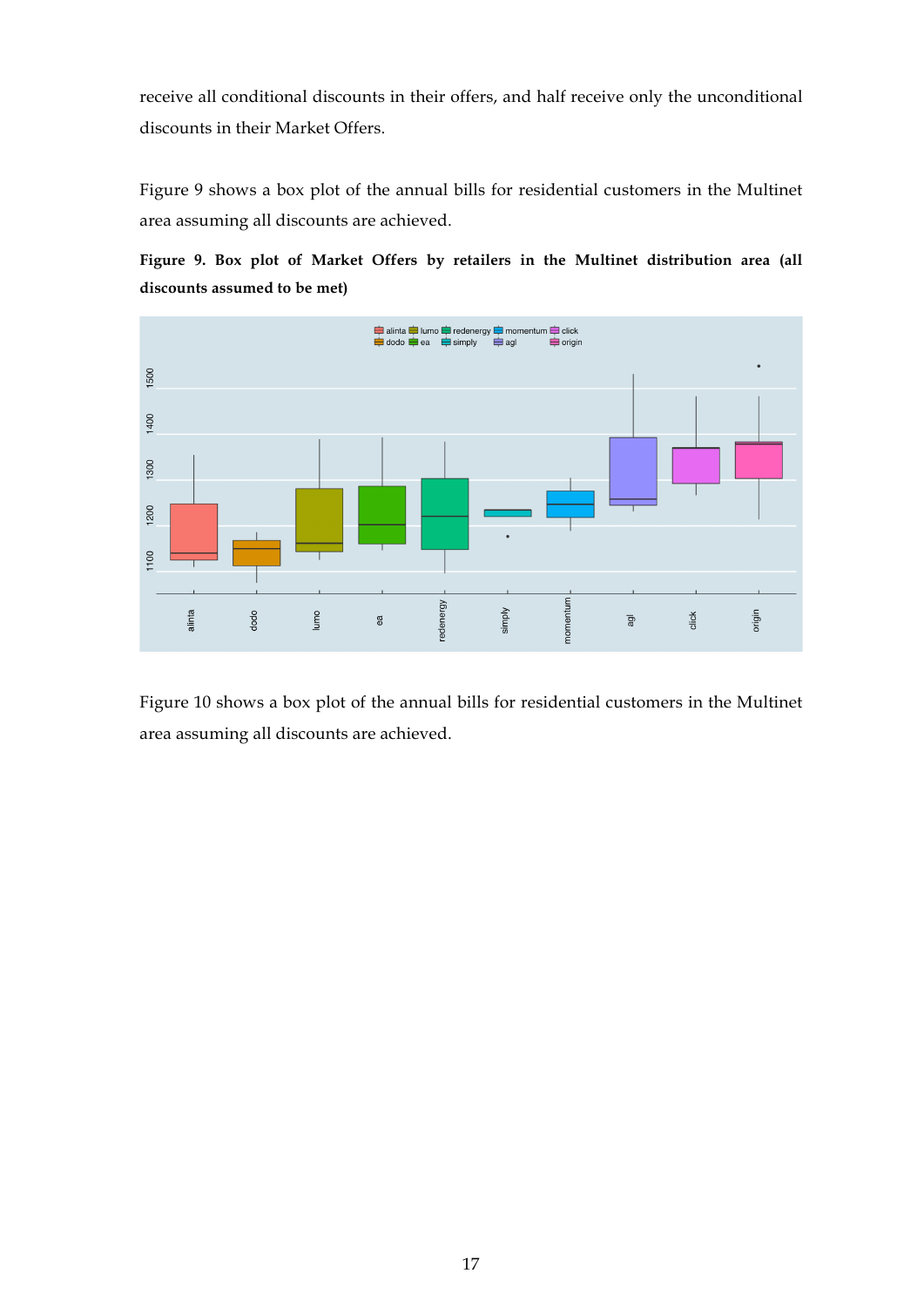receive all conditional discounts in their offers, and half receive only the unconditional discounts in their Market Offers.

Figure 9 shows a box plot of the annual bills for residential customers in the Multinet area assuming all discounts are achieved.

**Figure 9. Box plot of Market Offers by retailers in the Multinet distribution area (all discounts assumed to be met)**

Figure 10 shows a box plot of the annual bills for residential customers in the Multinet area assuming all discounts are achieved.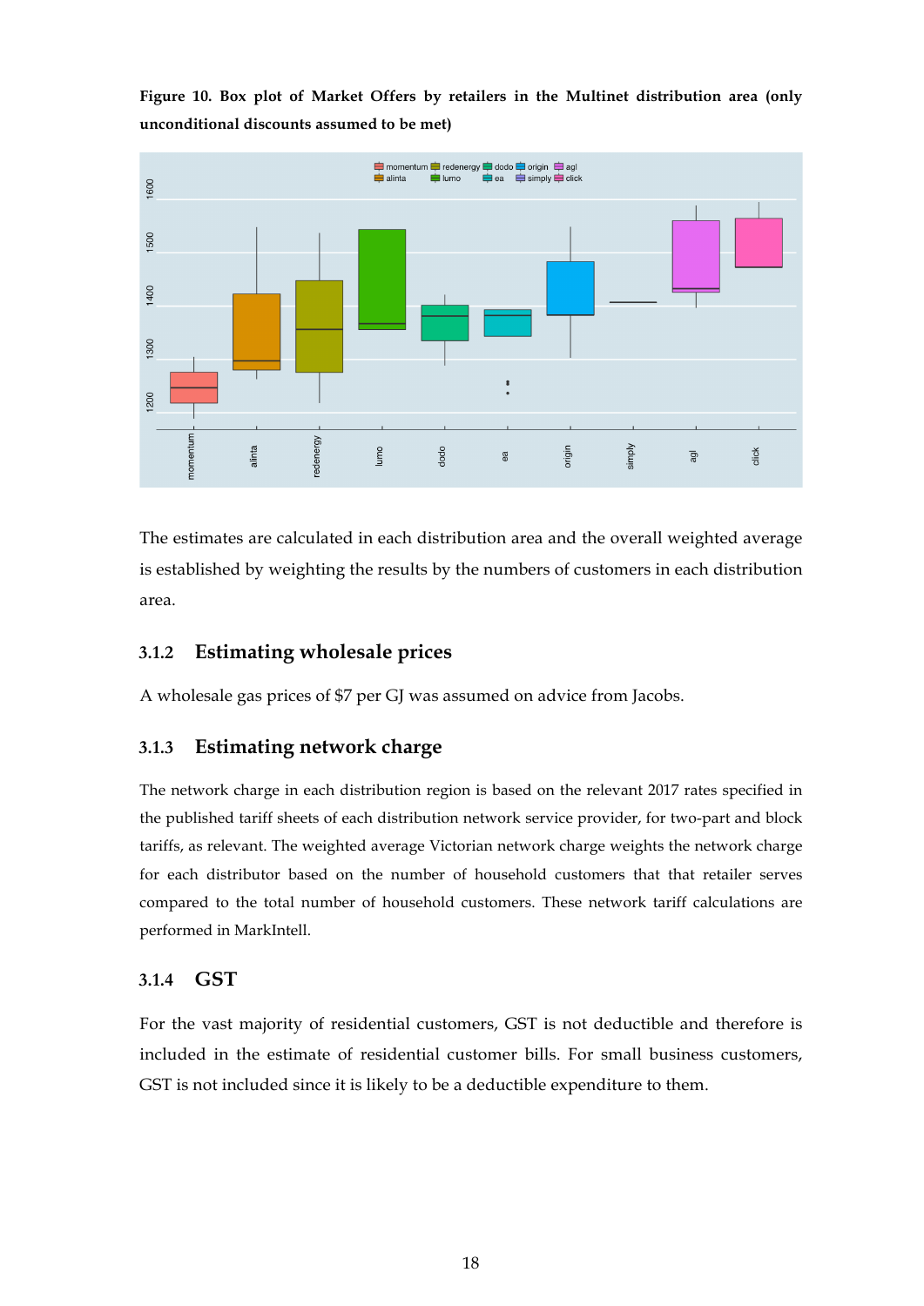**Figure 10. Box plot of Market Offers by retailers in the Multinet distribution area (only unconditional discounts assumed to be met)**

The estimates are calculated in each distribution area and the overall weighted average is established by weighting the results by the numbers of customers in each distribution area.

### 3.1.2 Estimating wholesale prices

A wholesale gas prices of $7 per GJ was assumed on advice from Jacobs.

### 3.1.3 Estimating network charge

The network charge in each distribution region is based on the relevant 2017 rates specified in the published tariff sheets of each distribution network service provider, for two-part and block tariffs, as relevant. The weighted average Victorian network charge weights the network charge for each distributor based on the number of household customers that that retailer serves compared to the total number of household customers. These network tariff calculations are performed in MarkIntell.

### 3.1.4 GST

For the vast majority of residential customers, GST is not deductible and therefore is included in the estimate of residential customer bills. For small business customers, GST is not included since it is likely to be a deductible expenditure to them.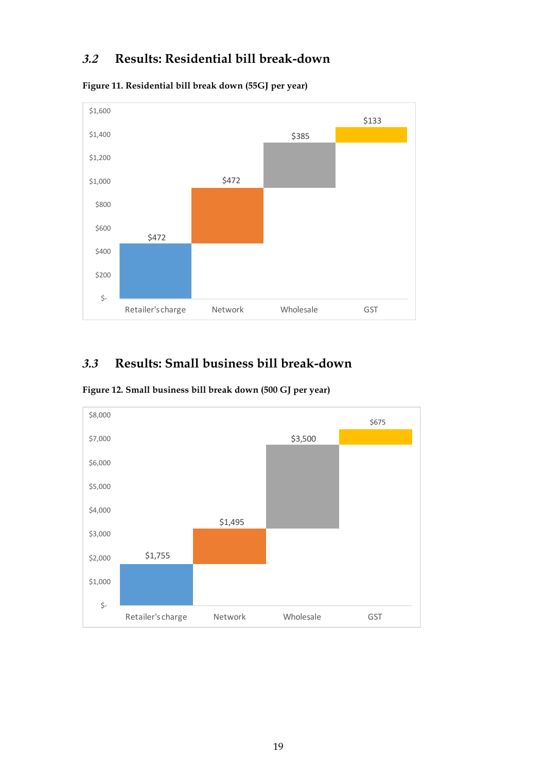### *3.2* Results: Residential bill break-down

**Figure 11. Residential bill break down (55GJ per year)**

$1,600
$1,400
$1,200
$1,000
$800
$600
$400
$200
$-

$472
$472
$385
$133

Retailer's charge
Network
Wholesale
GST

### *3.3* Results: Small business bill break-down

**Figure 12. Small business bill break down (500 GJ per year)**

$8,000
$7,000
$6,000
$5,000
$4,000
$3,000
$2,000
$1,000
$-

$1,755
$1,495
$3,500
$675

Retailer's charge
Network
Wholesale
GST